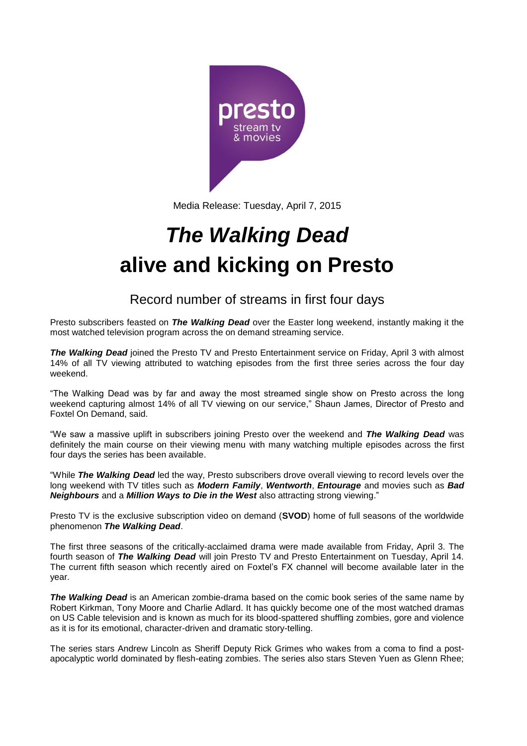Media Release: Tuesday, April 7, 2015

# ***The Walking Dead*** alive and kicking on Presto

## Record number of streams in first four days

Presto subscribers feasted on ***The Walking Dead*** over the Easter long weekend, instantly making it the most watched television program across the on demand streaming service.

***The Walking Dead*** joined the Presto TV and Presto Entertainment service on Friday, April 3 with almost 14% of all TV viewing attributed to watching episodes from the first three series across the four day weekend.

"The Walking Dead was by far and away the most streamed single show on Presto across the long weekend capturing almost 14% of all TV viewing on our service," Shaun James, Director of Presto and Foxtel On Demand, said.

"We saw a massive uplift in subscribers joining Presto over the weekend and ***The Walking Dead*** was definitely the main course on their viewing menu with many watching multiple episodes across the first four days the series has been available.

"While ***The Walking Dead*** led the way, Presto subscribers drove overall viewing to record levels over the long weekend with TV titles such as ***Modern Family***, ***Wentworth***, ***Entourage*** and movies such as ***Bad Neighbours*** and a ***Million Ways to Die in the West*** also attracting strong viewing."

Presto TV is the exclusive subscription video on demand (**SVOD**) home of full seasons of the worldwide phenomenon ***The Walking Dead***.

The first three seasons of the critically-acclaimed drama were made available from Friday, April 3. The fourth season of ***The Walking Dead*** will join Presto TV and Presto Entertainment on Tuesday, April 14. The current fifth season which recently aired on Foxtel's FX channel will become available later in the year.

***The Walking Dead*** is an American zombie-drama based on the comic book series of the same name by Robert Kirkman, Tony Moore and Charlie Adlard. It has quickly become one of the most watched dramas on US Cable television and is known as much for its blood-spattered shuffling zombies, gore and violence as it is for its emotional, character-driven and dramatic story-telling.

The series stars Andrew Lincoln as Sheriff Deputy Rick Grimes who wakes from a coma to find a post-apocalyptic world dominated by flesh-eating zombies. The series also stars Steven Yuen as Glenn Rhee;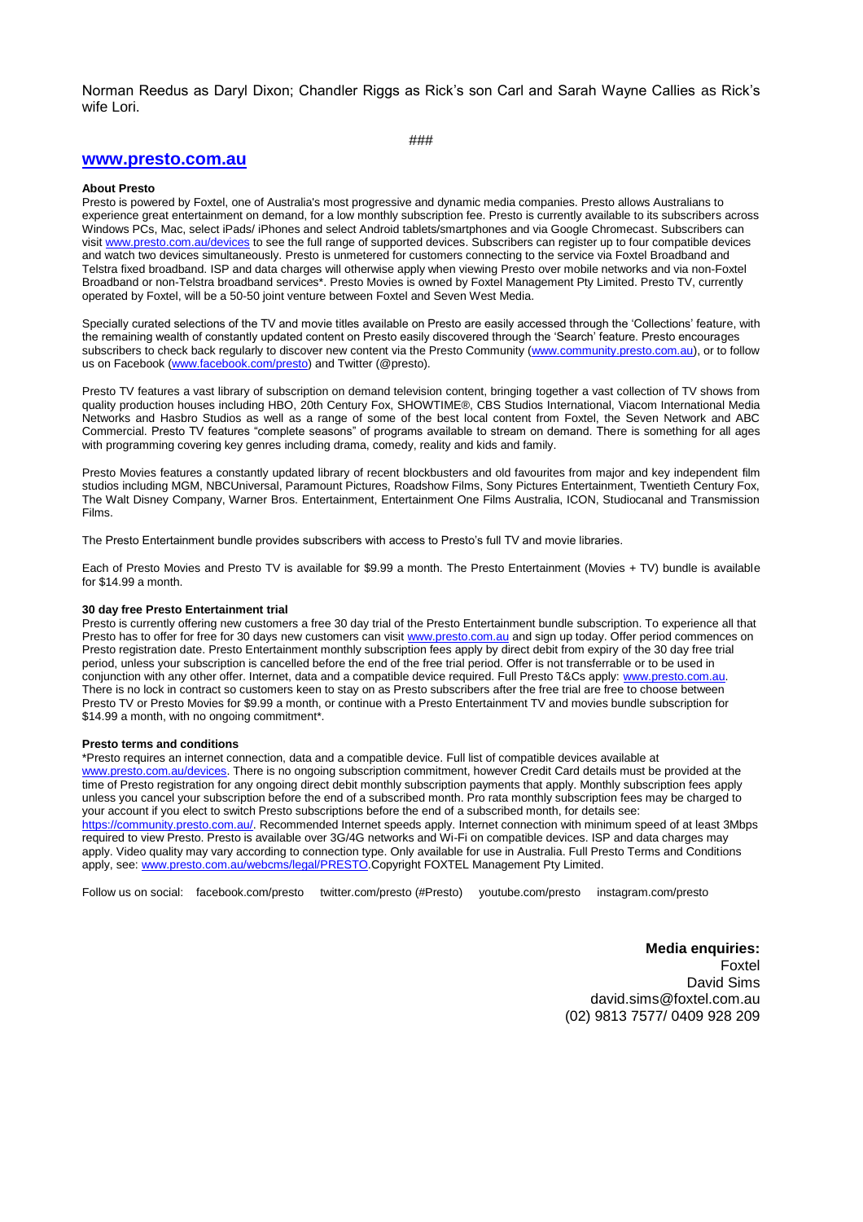Norman Reedus as Daryl Dixon; Chandler Riggs as Rick's son Carl and Sarah Wayne Callies as Rick's wife Lori.

###

**[www.presto.com.au](http://www.presto.com.au)**

**About Presto**

Presto is powered by Foxtel, one of Australia's most progressive and dynamic media companies. Presto allows Australians to experience great entertainment on demand, for a low monthly subscription fee. Presto is currently available to its subscribers across Windows PCs, Mac, select iPads/ iPhones and select Android tablets/smartphones and via Google Chromecast. Subscribers can visit www.presto.com.au/devices to see the full range of supported devices. Subscribers can register up to four compatible devices and watch two devices simultaneously. Presto is unmetered for customers connecting to the service via Foxtel Broadband and Telstra fixed broadband. ISP and data charges will otherwise apply when viewing Presto over mobile networks and via non-Foxtel Broadband or non-Telstra broadband services*. Presto Movies is owned by Foxtel Management Pty Limited. Presto TV, currently operated by Foxtel, will be a 50-50 joint venture between Foxtel and Seven West Media.

Specially curated selections of the TV and movie titles available on Presto are easily accessed through the 'Collections' feature, with the remaining wealth of constantly updated content on Presto easily discovered through the 'Search' feature. Presto encourages subscribers to check back regularly to discover new content via the Presto Community (www.community.presto.com.au), or to follow us on Facebook (www.facebook.com/presto) and Twitter (@presto).

Presto TV features a vast library of subscription on demand television content, bringing together a vast collection of TV shows from quality production houses including HBO, 20th Century Fox, SHOWTIME®, CBS Studios International, Viacom International Media Networks and Hasbro Studios as well as a range of some of the best local content from Foxtel, the Seven Network and ABC Commercial. Presto TV features "complete seasons" of programs available to stream on demand. There is something for all ages with programming covering key genres including drama, comedy, reality and kids and family.

Presto Movies features a constantly updated library of recent blockbusters and old favourites from major and key independent film studios including MGM, NBCUniversal, Paramount Pictures, Roadshow Films, Sony Pictures Entertainment, Twentieth Century Fox, The Walt Disney Company, Warner Bros. Entertainment, Entertainment One Films Australia, ICON, Studiocanal and Transmission Films.

The Presto Entertainment bundle provides subscribers with access to Presto's full TV and movie libraries.

Each of Presto Movies and Presto TV is available for $9.99 a month. The Presto Entertainment (Movies + TV) bundle is available for $14.99 a month.

**30 day free Presto Entertainment trial**

Presto is currently offering new customers a free 30 day trial of the Presto Entertainment bundle subscription. To experience all that Presto has to offer for free for 30 days new customers can visit www.presto.com.au and sign up today. Offer period commences on Presto registration date. Presto Entertainment monthly subscription fees apply by direct debit from expiry of the 30 day free trial period, unless your subscription is cancelled before the end of the free trial period. Offer is not transferrable or to be used in conjunction with any other offer. Internet, data and a compatible device required. Full Presto T&Cs apply: www.presto.com.au. There is no lock in contract so customers keen to stay on as Presto subscribers after the free trial are free to choose between Presto TV or Presto Movies for $9.99 a month, or continue with a Presto Entertainment TV and movies bundle subscription for $14.99 a month, with no ongoing commitment*.

**Presto terms and conditions**

*Presto requires an internet connection, data and a compatible device. Full list of compatible devices available at www.presto.com.au/devices. There is no ongoing subscription commitment, however Credit Card details must be provided at the time of Presto registration for any ongoing direct debit monthly subscription payments that apply. Monthly subscription fees apply unless you cancel your subscription before the end of a subscribed month. Pro rata monthly subscription fees may be charged to your account if you elect to switch Presto subscriptions before the end of a subscribed month, for details see: https://community.presto.com.au/. Recommended Internet speeds apply. Internet connection with minimum speed of at least 3Mbps required to view Presto. Presto is available over 3G/4G networks and Wi-Fi on compatible devices. ISP and data charges may apply. Video quality may vary according to connection type. Only available for use in Australia. Full Presto Terms and Conditions apply, see: www.presto.com.au/webcms/legal/PRESTO.Copyright FOXTEL Management Pty Limited.

Follow us on social: facebook.com/presto twitter.com/presto (#Presto) youtube.com/presto instagram.com/presto

**Media enquiries:**
Foxtel
David Sims
david.sims@foxtel.com.au
(02) 9813 7577/ 0409 928 209